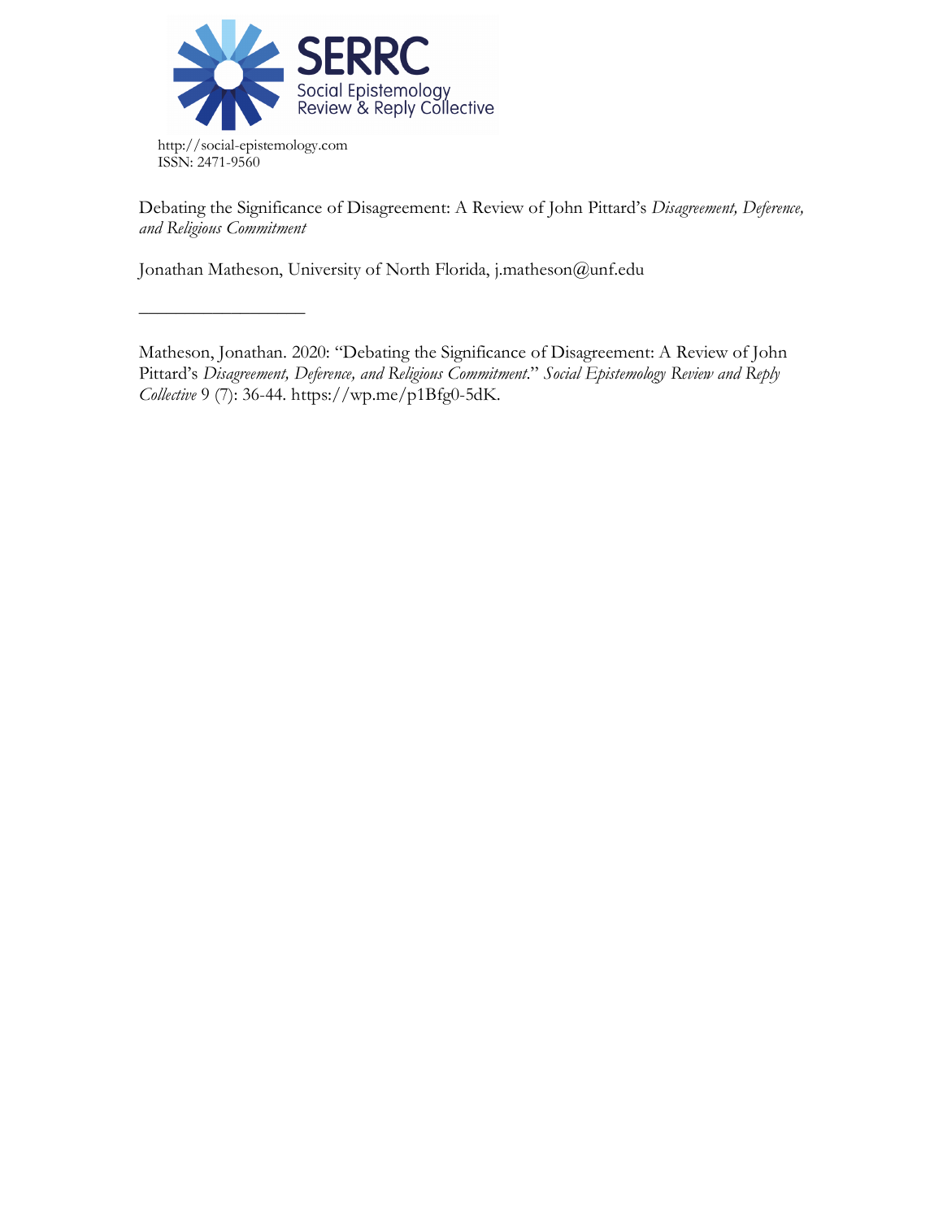SERRC
Social Epistemology
Review & Reply Collective

http://social-epistemology.com
ISSN: 2471-9560

Debating the Significance of Disagreement: A Review of John Pittard's *Disagreement, Deference, and Religious Commitment*

Jonathan Matheson, University of North Florida, j.matheson@unf.edu

---

Matheson, Jonathan. 2020: "Debating the Significance of Disagreement: A Review of John Pittard's *Disagreement, Deference, and Religious Commitment*." *Social Epistemology Review and Reply Collective* 9 (7): 36-44. https://wp.me/p1Bfg0-5dK.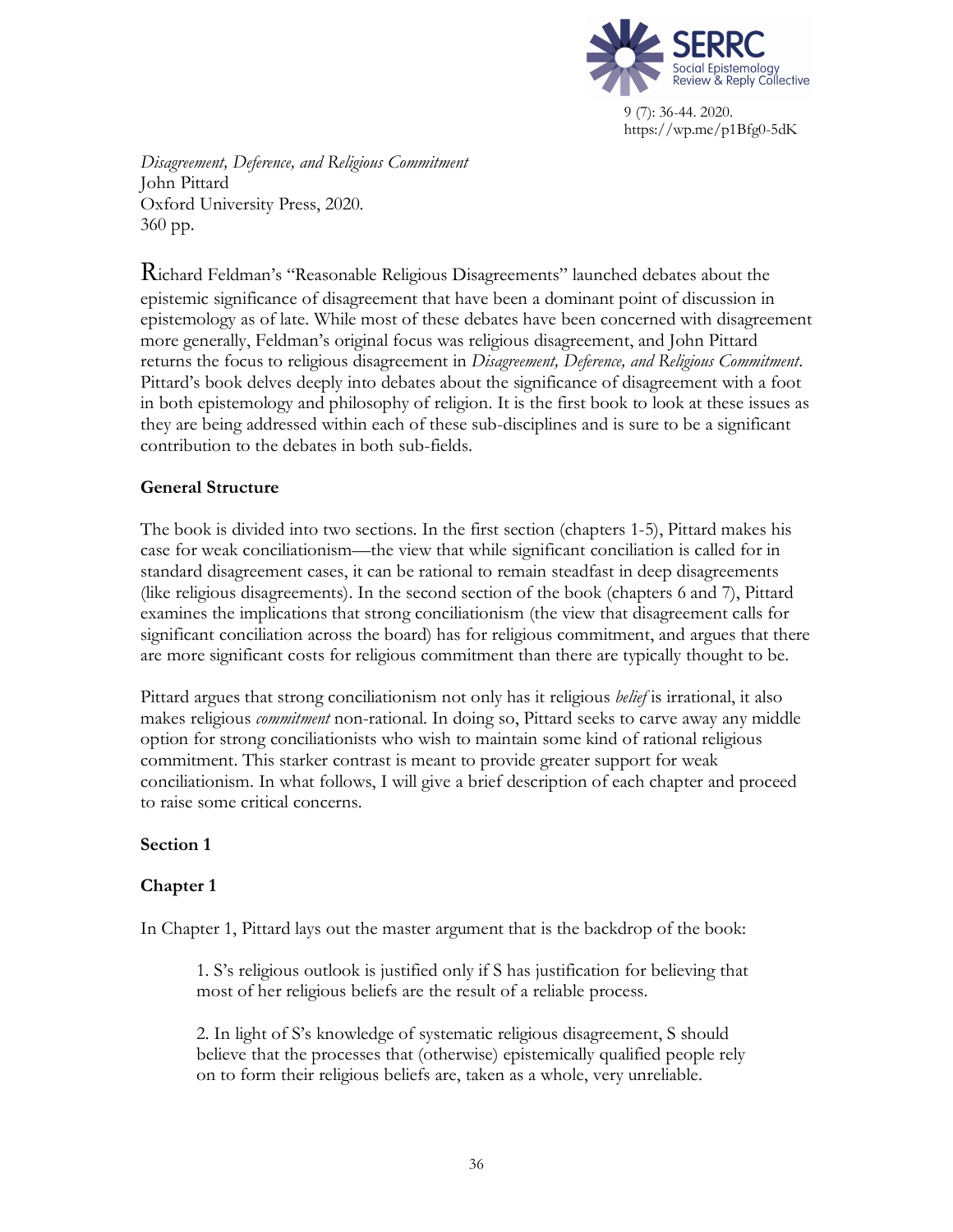*Disagreement, Deference, and Religious Commitment*
John Pittard
Oxford University Press, 2020.
360 pp.

Richard Feldman's "Reasonable Religious Disagreements" launched debates about the epistemic significance of disagreement that have been a dominant point of discussion in epistemology as of late. While most of these debates have been concerned with disagreement more generally, Feldman's original focus was religious disagreement, and John Pittard returns the focus to religious disagreement in *Disagreement, Deference, and Religious Commitment*. Pittard's book delves deeply into debates about the significance of disagreement with a foot in both epistemology and philosophy of religion. It is the first book to look at these issues as they are being addressed within each of these sub-disciplines and is sure to be a significant contribution to the debates in both sub-fields.

## General Structure

The book is divided into two sections. In the first section (chapters 1-5), Pittard makes his case for weak conciliationism—the view that while significant conciliation is called for in standard disagreement cases, it can be rational to remain steadfast in deep disagreements (like religious disagreements). In the second section of the book (chapters 6 and 7), Pittard examines the implications that strong conciliationism (the view that disagreement calls for significant conciliation across the board) has for religious commitment, and argues that there are more significant costs for religious commitment than there are typically thought to be.

Pittard argues that strong conciliationism not only has it religious *belief* is irrational, it also makes religious *commitment* non-rational. In doing so, Pittard seeks to carve away any middle option for strong conciliationists who wish to maintain some kind of rational religious commitment. This starker contrast is meant to provide greater support for weak conciliationism. In what follows, I will give a brief description of each chapter and proceed to raise some critical concerns.

## Section 1

## Chapter 1

In Chapter 1, Pittard lays out the master argument that is the backdrop of the book:

> 1. S's religious outlook is justified only if S has justification for believing that most of her religious beliefs are the result of a reliable process.
>
> 2. In light of S's knowledge of systematic religious disagreement, S should believe that the processes that (otherwise) epistemically qualified people rely on to form their religious beliefs are, taken as a whole, very unreliable.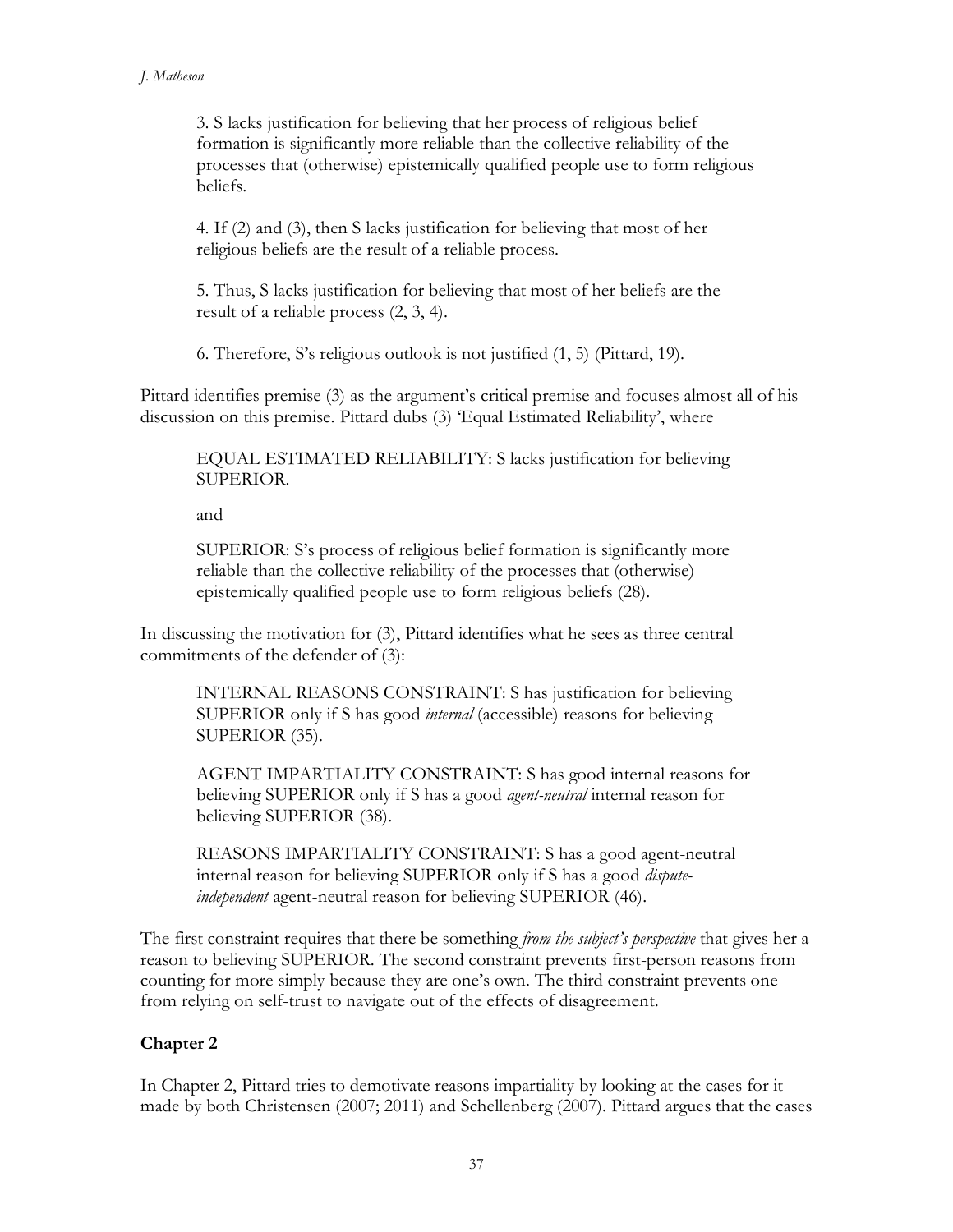3. S lacks justification for believing that her process of religious belief formation is significantly more reliable than the collective reliability of the processes that (otherwise) epistemically qualified people use to form religious beliefs.

4. If (2) and (3), then S lacks justification for believing that most of her religious beliefs are the result of a reliable process.

5. Thus, S lacks justification for believing that most of her beliefs are the result of a reliable process (2, 3, 4).

6. Therefore, S's religious outlook is not justified (1, 5) (Pittard, 19).

Pittard identifies premise (3) as the argument's critical premise and focuses almost all of his discussion on this premise. Pittard dubs (3) 'Equal Estimated Reliability', where

> EQUAL ESTIMATED RELIABILITY: S lacks justification for believing SUPERIOR.
>
> and
>
> SUPERIOR: S's process of religious belief formation is significantly more reliable than the collective reliability of the processes that (otherwise) epistemically qualified people use to form religious beliefs (28).

In discussing the motivation for (3), Pittard identifies what he sees as three central commitments of the defender of (3):

> INTERNAL REASONS CONSTRAINT: S has justification for believing SUPERIOR only if S has good *internal* (accessible) reasons for believing SUPERIOR (35).
>
> AGENT IMPARTIALITY CONSTRAINT: S has good internal reasons for believing SUPERIOR only if S has a good *agent-neutral* internal reason for believing SUPERIOR (38).
>
> REASONS IMPARTIALITY CONSTRAINT: S has a good agent-neutral internal reason for believing SUPERIOR only if S has a good *dispute-independent* agent-neutral reason for believing SUPERIOR (46).

The first constraint requires that there be something *from the subject's perspective* that gives her a reason to believing SUPERIOR. The second constraint prevents first-person reasons from counting for more simply because they are one's own. The third constraint prevents one from relying on self-trust to navigate out of the effects of disagreement.

## Chapter 2

In Chapter 2, Pittard tries to demotivate reasons impartiality by looking at the cases for it made by both Christensen (2007; 2011) and Schellenberg (2007). Pittard argues that the cases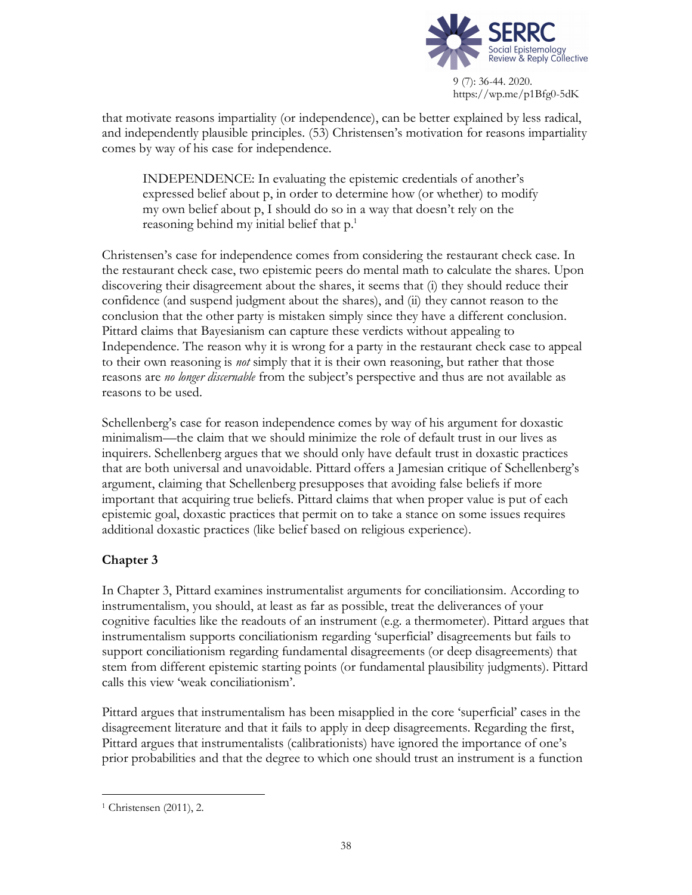that motivate reasons impartiality (or independence), can be better explained by less radical, and independently plausible principles. (53) Christensen's motivation for reasons impartiality comes by way of his case for independence.

> INDEPENDENCE: In evaluating the epistemic credentials of another's expressed belief about p, in order to determine how (or whether) to modify my own belief about p, I should do so in a way that doesn't rely on the reasoning behind my initial belief that p.[1]

Christensen's case for independence comes from considering the restaurant check case. In the restaurant check case, two epistemic peers do mental math to calculate the shares. Upon discovering their disagreement about the shares, it seems that (i) they should reduce their confidence (and suspend judgment about the shares), and (ii) they cannot reason to the conclusion that the other party is mistaken simply since they have a different conclusion. Pittard claims that Bayesianism can capture these verdicts without appealing to Independence. The reason why it is wrong for a party in the restaurant check case to appeal to their own reasoning is *not* simply that it is their own reasoning, but rather that those reasons are *no longer discernable* from the subject's perspective and thus are not available as reasons to be used.

Schellenberg's case for reason independence comes by way of his argument for doxastic minimalism—the claim that we should minimize the role of default trust in our lives as inquirers. Schellenberg argues that we should only have default trust in doxastic practices that are both universal and unavoidable. Pittard offers a Jamesian critique of Schellenberg's argument, claiming that Schellenberg presupposes that avoiding false beliefs if more important that acquiring true beliefs. Pittard claims that when proper value is put of each epistemic goal, doxastic practices that permit on to take a stance on some issues requires additional doxastic practices (like belief based on religious experience).

### Chapter 3

In Chapter 3, Pittard examines instrumentalist arguments for conciliationsim. According to instrumentalism, you should, at least as far as possible, treat the deliverances of your cognitive faculties like the readouts of an instrument (e.g. a thermometer). Pittard argues that instrumentalism supports conciliationism regarding 'superficial' disagreements but fails to support conciliationism regarding fundamental disagreements (or deep disagreements) that stem from different epistemic starting points (or fundamental plausibility judgments). Pittard calls this view 'weak conciliationism'.

Pittard argues that instrumentalism has been misapplied in the core 'superficial' cases in the disagreement literature and that it fails to apply in deep disagreements. Regarding the first, Pittard argues that instrumentalists (calibrationists) have ignored the importance of one's prior probabilities and that the degree to which one should trust an instrument is a function

---

[1] Christensen (2011), 2.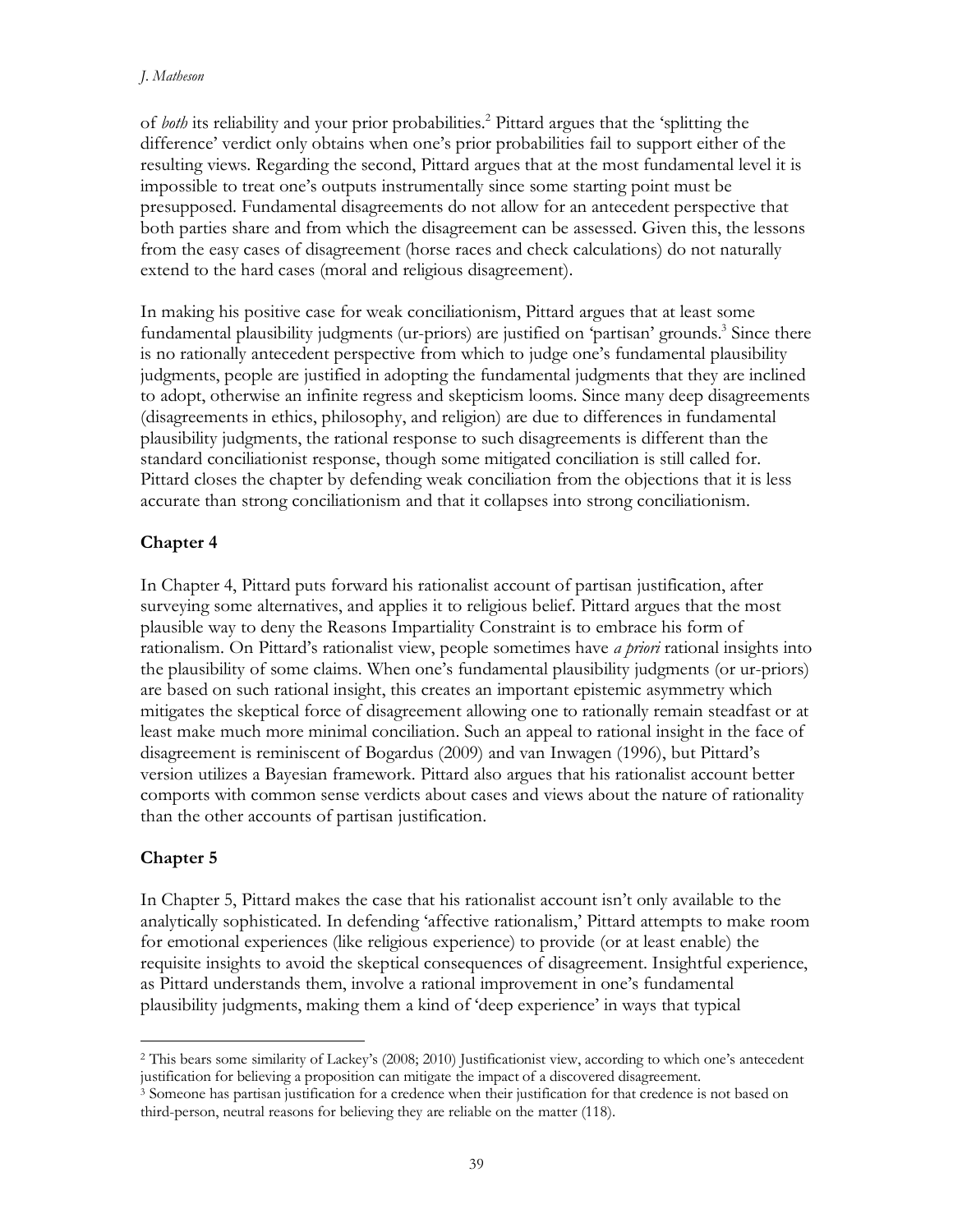of *both* its reliability and your prior probabilities.[2] Pittard argues that the 'splitting the difference' verdict only obtains when one's prior probabilities fail to support either of the resulting views. Regarding the second, Pittard argues that at the most fundamental level it is impossible to treat one's outputs instrumentally since some starting point must be presupposed. Fundamental disagreements do not allow for an antecedent perspective that both parties share and from which the disagreement can be assessed. Given this, the lessons from the easy cases of disagreement (horse races and check calculations) do not naturally extend to the hard cases (moral and religious disagreement).

In making his positive case for weak conciliationism, Pittard argues that at least some fundamental plausibility judgments (ur-priors) are justified on 'partisan' grounds.[3] Since there is no rationally antecedent perspective from which to judge one's fundamental plausibility judgments, people are justified in adopting the fundamental judgments that they are inclined to adopt, otherwise an infinite regress and skepticism looms. Since many deep disagreements (disagreements in ethics, philosophy, and religion) are due to differences in fundamental plausibility judgments, the rational response to such disagreements is different than the standard conciliationist response, though some mitigated conciliation is still called for. Pittard closes the chapter by defending weak conciliation from the objections that it is less accurate than strong conciliationism and that it collapses into strong conciliationism.

## Chapter 4

In Chapter 4, Pittard puts forward his rationalist account of partisan justification, after surveying some alternatives, and applies it to religious belief. Pittard argues that the most plausible way to deny the Reasons Impartiality Constraint is to embrace his form of rationalism. On Pittard's rationalist view, people sometimes have *a priori* rational insights into the plausibility of some claims. When one's fundamental plausibility judgments (or ur-priors) are based on such rational insight, this creates an important epistemic asymmetry which mitigates the skeptical force of disagreement allowing one to rationally remain steadfast or at least make much more minimal conciliation. Such an appeal to rational insight in the face of disagreement is reminiscent of Bogardus (2009) and van Inwagen (1996), but Pittard's version utilizes a Bayesian framework. Pittard also argues that his rationalist account better comports with common sense verdicts about cases and views about the nature of rationality than the other accounts of partisan justification.

## Chapter 5

In Chapter 5, Pittard makes the case that his rationalist account isn't only available to the analytically sophisticated. In defending 'affective rationalism,' Pittard attempts to make room for emotional experiences (like religious experience) to provide (or at least enable) the requisite insights to avoid the skeptical consequences of disagreement. Insightful experience, as Pittard understands them, involve a rational improvement in one's fundamental plausibility judgments, making them a kind of 'deep experience' in ways that typical

[2] This bears some similarity of Lackey's (2008; 2010) Justificationist view, according to which one's antecedent justification for believing a proposition can mitigate the impact of a discovered disagreement.

[3] Someone has partisan justification for a credence when their justification for that credence is not based on third-person, neutral reasons for believing they are reliable on the matter (118).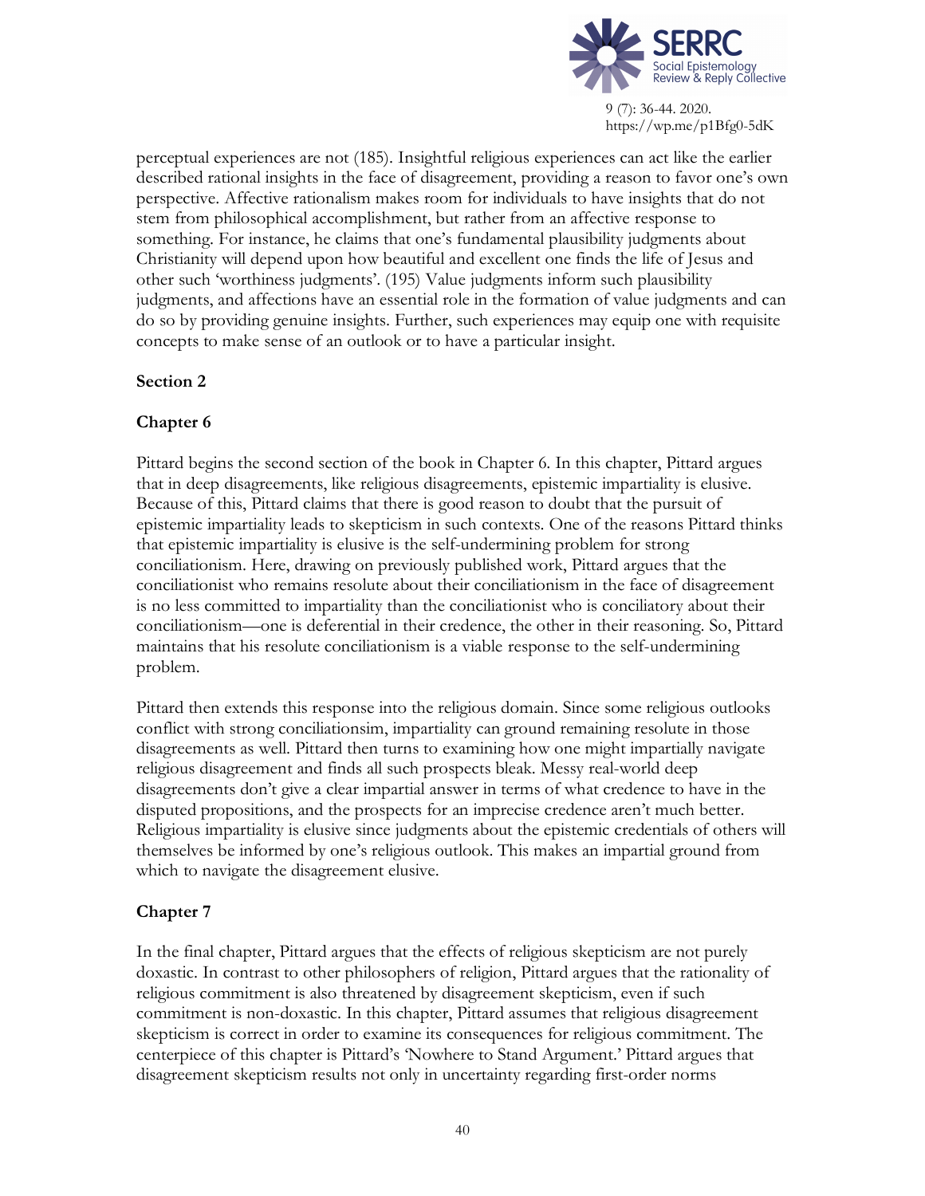perceptual experiences are not (185). Insightful religious experiences can act like the earlier described rational insights in the face of disagreement, providing a reason to favor one's own perspective. Affective rationalism makes room for individuals to have insights that do not stem from philosophical accomplishment, but rather from an affective response to something. For instance, he claims that one's fundamental plausibility judgments about Christianity will depend upon how beautiful and excellent one finds the life of Jesus and other such 'worthiness judgments'. (195) Value judgments inform such plausibility judgments, and affections have an essential role in the formation of value judgments and can do so by providing genuine insights. Further, such experiences may equip one with requisite concepts to make sense of an outlook or to have a particular insight.

**Section 2**

**Chapter 6**

Pittard begins the second section of the book in Chapter 6. In this chapter, Pittard argues that in deep disagreements, like religious disagreements, epistemic impartiality is elusive. Because of this, Pittard claims that there is good reason to doubt that the pursuit of epistemic impartiality leads to skepticism in such contexts. One of the reasons Pittard thinks that epistemic impartiality is elusive is the self-undermining problem for strong conciliationism. Here, drawing on previously published work, Pittard argues that the conciliationist who remains resolute about their conciliationism in the face of disagreement is no less committed to impartiality than the conciliationist who is conciliatory about their conciliationism—one is deferential in their credence, the other in their reasoning. So, Pittard maintains that his resolute conciliationism is a viable response to the self-undermining problem.

Pittard then extends this response into the religious domain. Since some religious outlooks conflict with strong conciliationsim, impartiality can ground remaining resolute in those disagreements as well. Pittard then turns to examining how one might impartially navigate religious disagreement and finds all such prospects bleak. Messy real-world deep disagreements don't give a clear impartial answer in terms of what credence to have in the disputed propositions, and the prospects for an imprecise credence aren't much better. Religious impartiality is elusive since judgments about the epistemic credentials of others will themselves be informed by one's religious outlook. This makes an impartial ground from which to navigate the disagreement elusive.

**Chapter 7**

In the final chapter, Pittard argues that the effects of religious skepticism are not purely doxastic. In contrast to other philosophers of religion, Pittard argues that the rationality of religious commitment is also threatened by disagreement skepticism, even if such commitment is non-doxastic. In this chapter, Pittard assumes that religious disagreement skepticism is correct in order to examine its consequences for religious commitment. The centerpiece of this chapter is Pittard's 'Nowhere to Stand Argument.' Pittard argues that disagreement skepticism results not only in uncertainty regarding first-order norms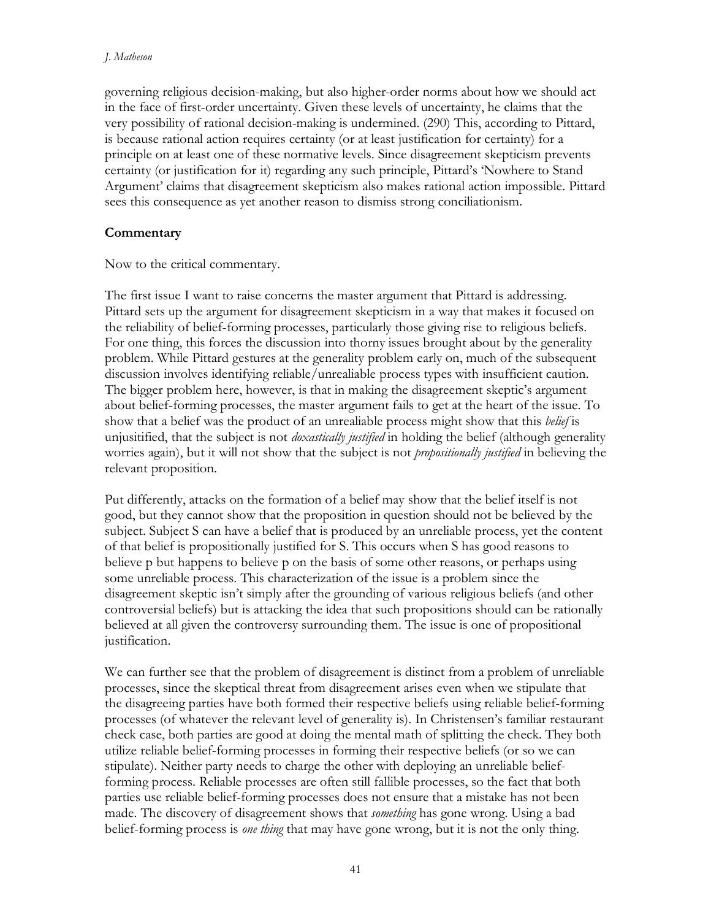governing religious decision-making, but also higher-order norms about how we should act in the face of first-order uncertainty. Given these levels of uncertainty, he claims that the very possibility of rational decision-making is undermined. (290) This, according to Pittard, is because rational action requires certainty (or at least justification for certainty) for a principle on at least one of these normative levels. Since disagreement skepticism prevents certainty (or justification for it) regarding any such principle, Pittard's 'Nowhere to Stand Argument' claims that disagreement skepticism also makes rational action impossible. Pittard sees this consequence as yet another reason to dismiss strong conciliationism.

**Commentary**

Now to the critical commentary.

The first issue I want to raise concerns the master argument that Pittard is addressing. Pittard sets up the argument for disagreement skepticism in a way that makes it focused on the reliability of belief-forming processes, particularly those giving rise to religious beliefs. For one thing, this forces the discussion into thorny issues brought about by the generality problem. While Pittard gestures at the generality problem early on, much of the subsequent discussion involves identifying reliable/unrealiable process types with insufficient caution. The bigger problem here, however, is that in making the disagreement skeptic's argument about belief-forming processes, the master argument fails to get at the heart of the issue. To show that a belief was the product of an unrealiable process might show that this *belief* is unjusitified, that the subject is not *doxastically justified* in holding the belief (although generality worries again), but it will not show that the subject is not *propositionally justified* in believing the relevant proposition.

Put differently, attacks on the formation of a belief may show that the belief itself is not good, but they cannot show that the proposition in question should not be believed by the subject. Subject S can have a belief that is produced by an unreliable process, yet the content of that belief is propositionally justified for S. This occurs when S has good reasons to believe p but happens to believe p on the basis of some other reasons, or perhaps using some unreliable process. This characterization of the issue is a problem since the disagreement skeptic isn't simply after the grounding of various religious beliefs (and other controversial beliefs) but is attacking the idea that such propositions should can be rationally believed at all given the controversy surrounding them. The issue is one of propositional justification.

We can further see that the problem of disagreement is distinct from a problem of unreliable processes, since the skeptical threat from disagreement arises even when we stipulate that the disagreeing parties have both formed their respective beliefs using reliable belief-forming processes (of whatever the relevant level of generality is). In Christensen's familiar restaurant check case, both parties are good at doing the mental math of splitting the check. They both utilize reliable belief-forming processes in forming their respective beliefs (or so we can stipulate). Neither party needs to charge the other with deploying an unreliable belief-forming process. Reliable processes are often still fallible processes, so the fact that both parties use reliable belief-forming processes does not ensure that a mistake has not been made. The discovery of disagreement shows that *something* has gone wrong. Using a bad belief-forming process is *one thing* that may have gone wrong, but it is not the only thing.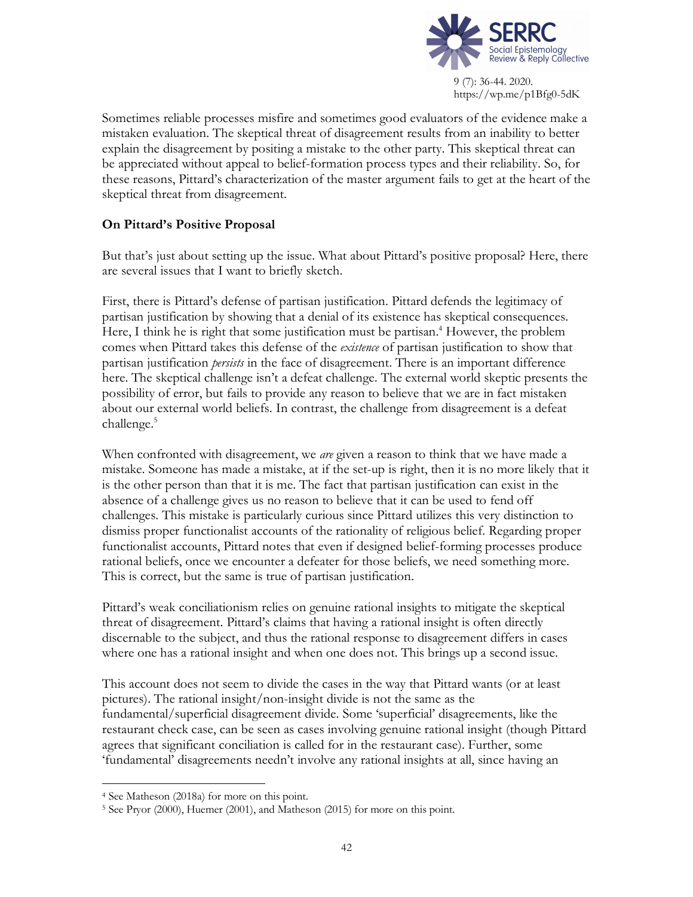Sometimes reliable processes misfire and sometimes good evaluators of the evidence make a mistaken evaluation. The skeptical threat of disagreement results from an inability to better explain the disagreement by positing a mistake to the other party. This skeptical threat can be appreciated without appeal to belief-formation process types and their reliability. So, for these reasons, Pittard's characterization of the master argument fails to get at the heart of the skeptical threat from disagreement.

## On Pittard's Positive Proposal

But that's just about setting up the issue. What about Pittard's positive proposal? Here, there are several issues that I want to briefly sketch.

First, there is Pittard's defense of partisan justification. Pittard defends the legitimacy of partisan justification by showing that a denial of its existence has skeptical consequences. Here, I think he is right that some justification must be partisan.[4] However, the problem comes when Pittard takes this defense of the *existence* of partisan justification to show that partisan justification *persists* in the face of disagreement. There is an important difference here. The skeptical challenge isn't a defeat challenge. The external world skeptic presents the possibility of error, but fails to provide any reason to believe that we are in fact mistaken about our external world beliefs. In contrast, the challenge from disagreement is a defeat challenge.[5]

When confronted with disagreement, we *are* given a reason to think that we have made a mistake. Someone has made a mistake, at if the set-up is right, then it is no more likely that it is the other person than that it is me. The fact that partisan justification can exist in the absence of a challenge gives us no reason to believe that it can be used to fend off challenges. This mistake is particularly curious since Pittard utilizes this very distinction to dismiss proper functionalist accounts of the rationality of religious belief. Regarding proper functionalist accounts, Pittard notes that even if designed belief-forming processes produce rational beliefs, once we encounter a defeater for those beliefs, we need something more. This is correct, but the same is true of partisan justification.

Pittard's weak conciliationism relies on genuine rational insights to mitigate the skeptical threat of disagreement. Pittard's claims that having a rational insight is often directly discernable to the subject, and thus the rational response to disagreement differs in cases where one has a rational insight and when one does not. This brings up a second issue.

This account does not seem to divide the cases in the way that Pittard wants (or at least pictures). The rational insight/non-insight divide is not the same as the fundamental/superficial disagreement divide. Some 'superficial' disagreements, like the restaurant check case, can be seen as cases involving genuine rational insight (though Pittard agrees that significant conciliation is called for in the restaurant case). Further, some 'fundamental' disagreements needn't involve any rational insights at all, since having an

[4] See Matheson (2018a) for more on this point.

[5] See Pryor (2000), Huemer (2001), and Matheson (2015) for more on this point.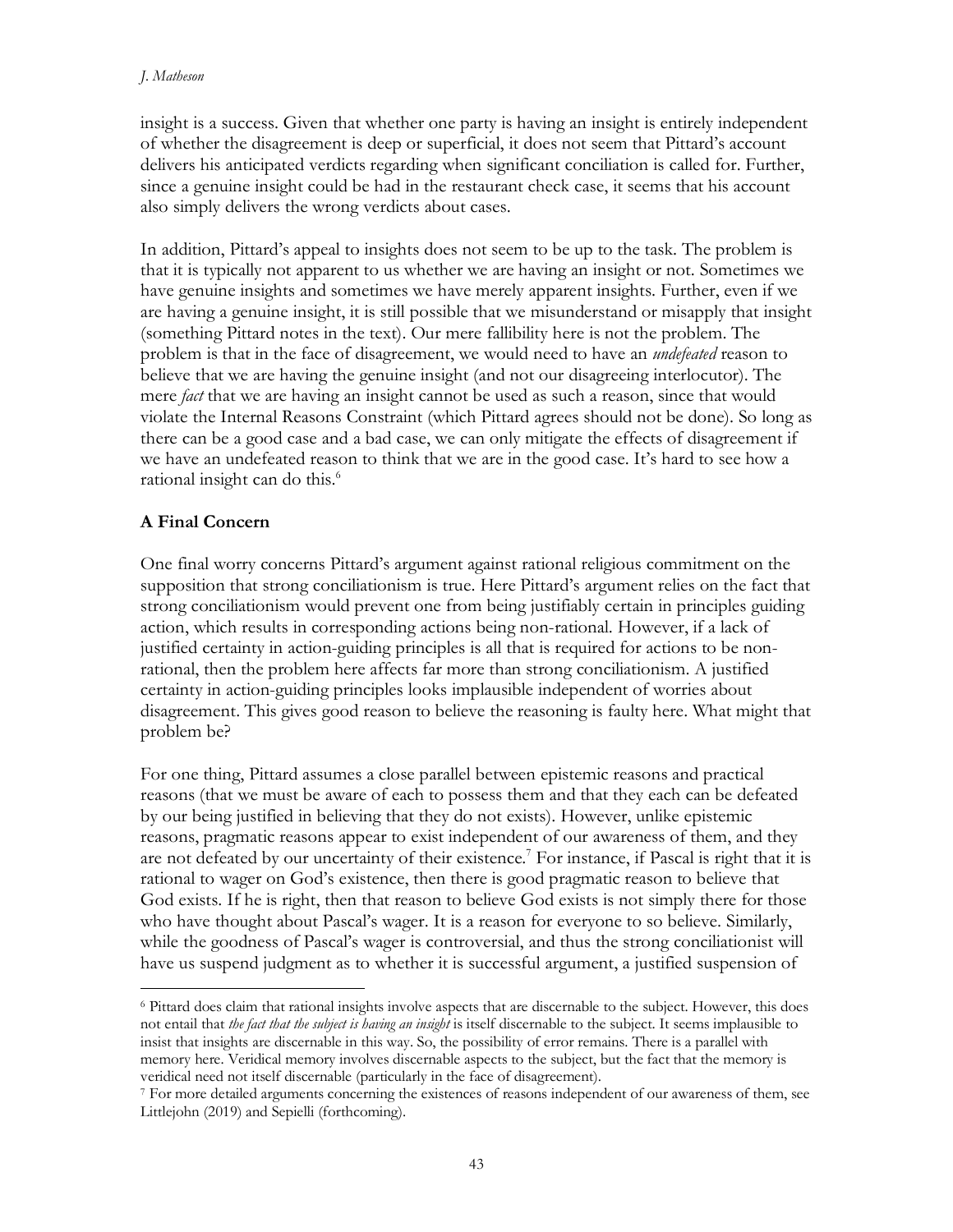insight is a success. Given that whether one party is having an insight is entirely independent of whether the disagreement is deep or superficial, it does not seem that Pittard's account delivers his anticipated verdicts regarding when significant conciliation is called for. Further, since a genuine insight could be had in the restaurant check case, it seems that his account also simply delivers the wrong verdicts about cases.

In addition, Pittard's appeal to insights does not seem to be up to the task. The problem is that it is typically not apparent to us whether we are having an insight or not. Sometimes we have genuine insights and sometimes we have merely apparent insights. Further, even if we are having a genuine insight, it is still possible that we misunderstand or misapply that insight (something Pittard notes in the text). Our mere fallibility here is not the problem. The problem is that in the face of disagreement, we would need to have an *undefeated* reason to believe that we are having the genuine insight (and not our disagreeing interlocutor). The mere *fact* that we are having an insight cannot be used as such a reason, since that would violate the Internal Reasons Constraint (which Pittard agrees should not be done). So long as there can be a good case and a bad case, we can only mitigate the effects of disagreement if we have an undefeated reason to think that we are in the good case. It's hard to see how a rational insight can do this.[6]

## A Final Concern

One final worry concerns Pittard's argument against rational religious commitment on the supposition that strong conciliationism is true. Here Pittard's argument relies on the fact that strong conciliationism would prevent one from being justifiably certain in principles guiding action, which results in corresponding actions being non-rational. However, if a lack of justified certainty in action-guiding principles is all that is required for actions to be non-rational, then the problem here affects far more than strong conciliationism. A justified certainty in action-guiding principles looks implausible independent of worries about disagreement. This gives good reason to believe the reasoning is faulty here. What might that problem be?

For one thing, Pittard assumes a close parallel between epistemic reasons and practical reasons (that we must be aware of each to possess them and that they each can be defeated by our being justified in believing that they do not exists). However, unlike epistemic reasons, pragmatic reasons appear to exist independent of our awareness of them, and they are not defeated by our uncertainty of their existence.[7] For instance, if Pascal is right that it is rational to wager on God's existence, then there is good pragmatic reason to believe that God exists. If he is right, then that reason to believe God exists is not simply there for those who have thought about Pascal's wager. It is a reason for everyone to so believe. Similarly, while the goodness of Pascal's wager is controversial, and thus the strong conciliationist will have us suspend judgment as to whether it is successful argument, a justified suspension of

---

[6] Pittard does claim that rational insights involve aspects that are discernable to the subject. However, this does not entail that *the fact that the subject is having an insight* is itself discernable to the subject. It seems implausible to insist that insights are discernable in this way. So, the possibility of error remains. There is a parallel with memory here. Veridical memory involves discernable aspects to the subject, but the fact that the memory is veridical need not itself discernable (particularly in the face of disagreement).

[7] For more detailed arguments concerning the existences of reasons independent of our awareness of them, see Littlejohn (2019) and Sepielli (forthcoming).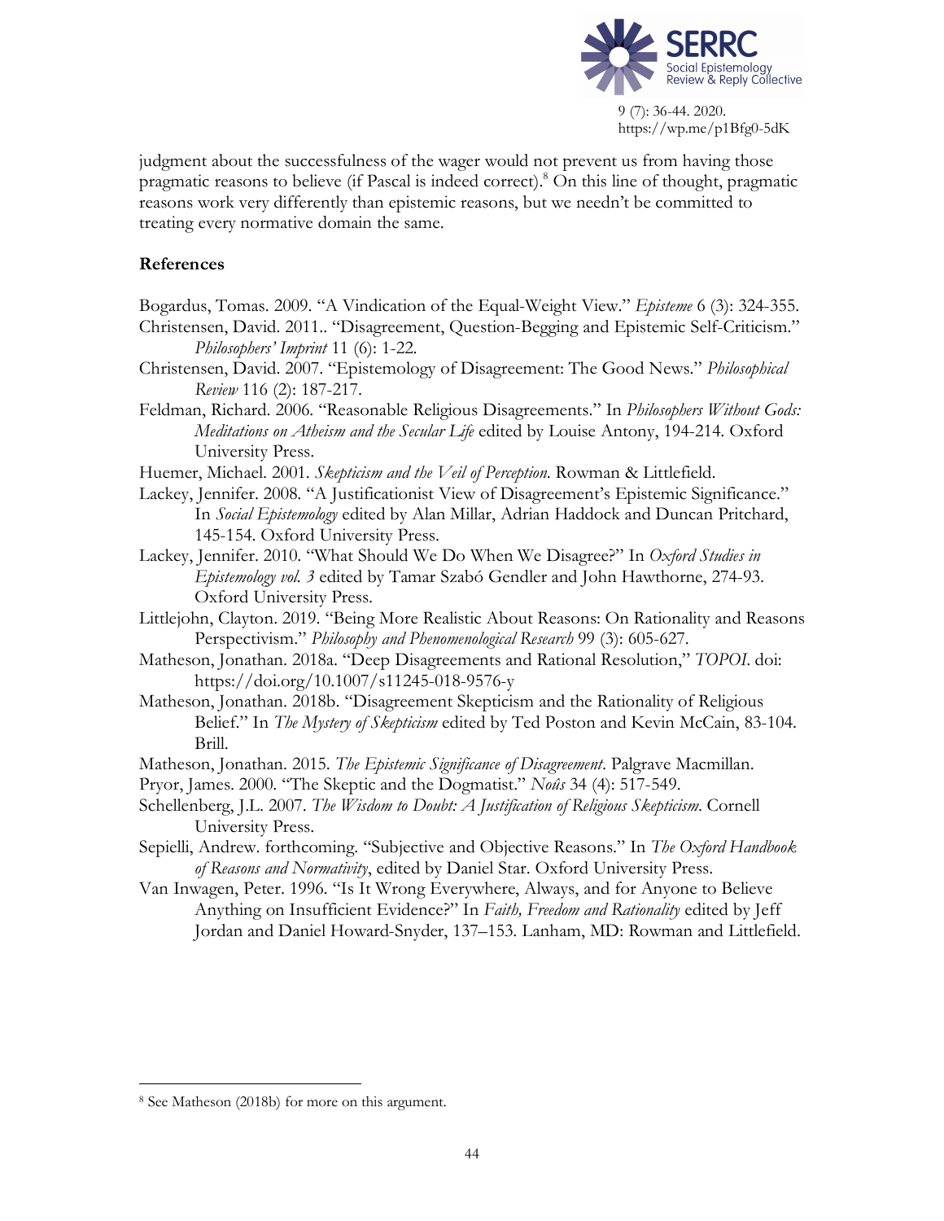judgment about the successfulness of the wager would not prevent us from having those pragmatic reasons to believe (if Pascal is indeed correct).[8] On this line of thought, pragmatic reasons work very differently than epistemic reasons, but we needn't be committed to treating every normative domain the same.

### References

Bogardus, Tomas. 2009. "A Vindication of the Equal-Weight View." *Episteme* 6 (3): 324-355.

Christensen, David. 2011.. "Disagreement, Question-Begging and Epistemic Self-Criticism." *Philosophers' Imprint* 11 (6): 1-22.

Christensen, David. 2007. "Epistemology of Disagreement: The Good News." *Philosophical Review* 116 (2): 187-217.

Feldman, Richard. 2006. "Reasonable Religious Disagreements." In *Philosophers Without Gods: Meditations on Atheism and the Secular Life* edited by Louise Antony, 194-214. Oxford University Press.

Huemer, Michael. 2001. *Skepticism and the Veil of Perception*. Rowman & Littlefield.

Lackey, Jennifer. 2008. "A Justificationist View of Disagreement's Epistemic Significance." In *Social Epistemology* edited by Alan Millar, Adrian Haddock and Duncan Pritchard, 145-154. Oxford University Press.

Lackey, Jennifer. 2010. "What Should We Do When We Disagree?" In *Oxford Studies in Epistemology vol. 3* edited by Tamar Szabó Gendler and John Hawthorne, 274-93. Oxford University Press.

Littlejohn, Clayton. 2019. "Being More Realistic About Reasons: On Rationality and Reasons Perspectivism." *Philosophy and Phenomenological Research* 99 (3): 605-627.

Matheson, Jonathan. 2018a. "Deep Disagreements and Rational Resolution," *TOPOI*. doi: https://doi.org/10.1007/s11245-018-9576-y

Matheson, Jonathan. 2018b. "Disagreement Skepticism and the Rationality of Religious Belief." In *The Mystery of Skepticism* edited by Ted Poston and Kevin McCain, 83-104. Brill.

Matheson, Jonathan. 2015. *The Epistemic Significance of Disagreement*. Palgrave Macmillan.

Pryor, James. 2000. "The Skeptic and the Dogmatist." *Noûs* 34 (4): 517-549.

Schellenberg, J.L. 2007. *The Wisdom to Doubt: A Justification of Religious Skepticism*. Cornell University Press.

Sepielli, Andrew. forthcoming. "Subjective and Objective Reasons." In *The Oxford Handbook of Reasons and Normativity*, edited by Daniel Star. Oxford University Press.

Van Inwagen, Peter. 1996. "Is It Wrong Everywhere, Always, and for Anyone to Believe Anything on Insufficient Evidence?" In *Faith, Freedom and Rationality* edited by Jeff Jordan and Daniel Howard-Snyder, 137–153. Lanham, MD: Rowman and Littlefield.

[8] See Matheson (2018b) for more on this argument.